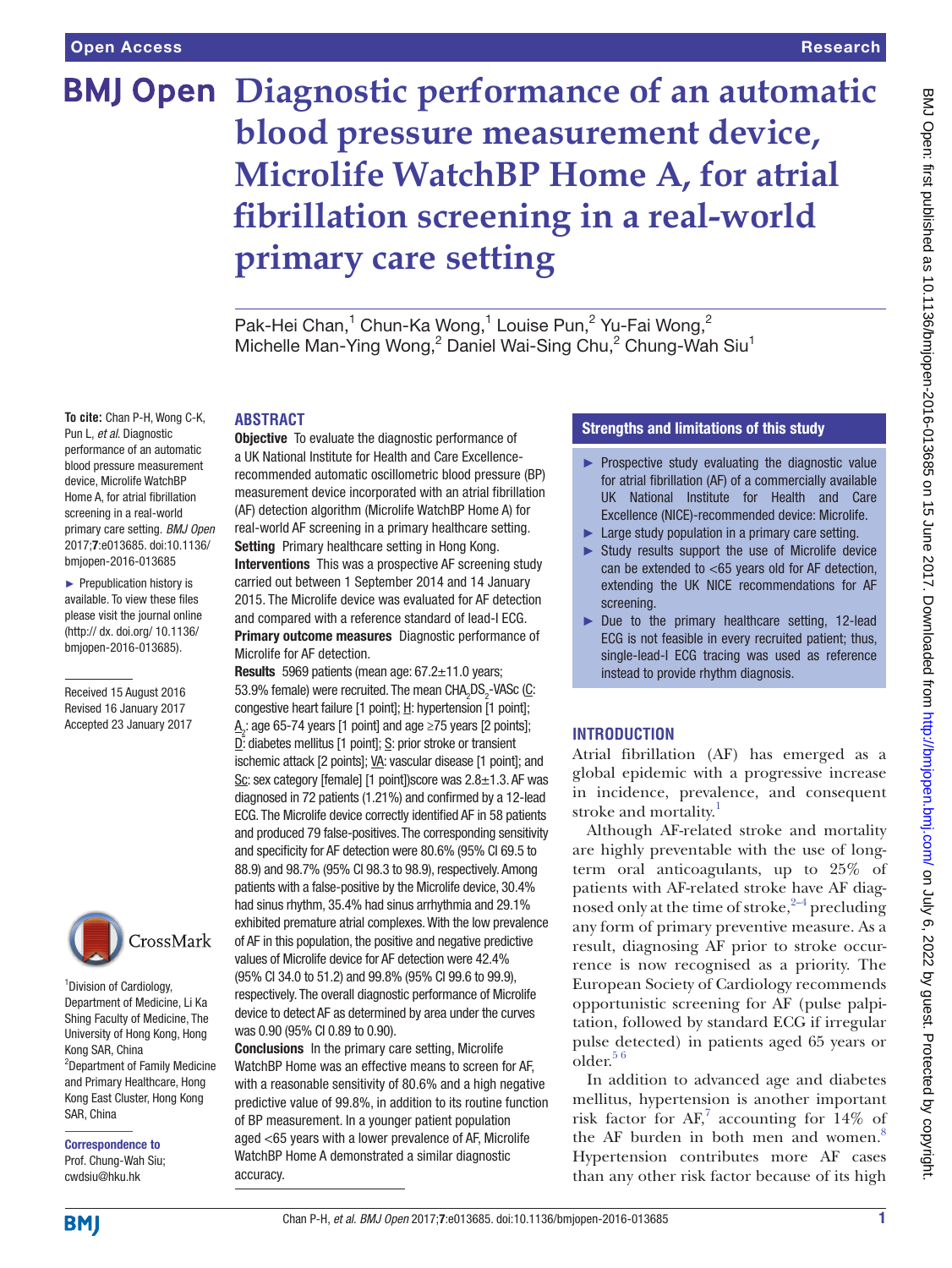# Diagnostic performance of an automatic blood pressure measurement device, Microlife WatchBP Home A, for atrial fibrillation screening in a real-world primary care setting

Pak-Hei Chan,[1] Chun-Ka Wong,[1] Louise Pun,[2] Yu-Fai Wong,[2] Michelle Man-Ying Wong,[2] Daniel Wai-Sing Chu,[2] Chung-Wah Siu[1]

**To cite:** Chan P-H, Wong C-K, Pun L, *et al*. Diagnostic performance of an automatic blood pressure measurement device, Microlife WatchBP Home A, for atrial fibrillation screening in a real-world primary care setting. *BMJ Open* 2017;**7**:e013685. doi:10.1136/bmjopen-2016-013685

► Prepublication history is available. To view these files please visit the journal online (http:// dx. doi.org/ 10.1136/ bmjopen-2016-013685).

Received 15 August 2016
Revised 16 January 2017
Accepted 23 January 2017

[1]Division of Cardiology, Department of Medicine, Li Ka Shing Faculty of Medicine, The University of Hong Kong, Hong Kong SAR, China
[2]Department of Family Medicine and Primary Healthcare, Hong Kong East Cluster, Hong Kong SAR, China

**Correspondence to**
Prof. Chung-Wah Siu; cwdsiu@hku.hk

## ABSTRACT

**Objective** To evaluate the diagnostic performance of a UK National Institute for Health and Care Excellence-recommended automatic oscillometric blood pressure (BP) measurement device incorporated with an atrial fibrillation (AF) detection algorithm (Microlife WatchBP Home A) for real-world AF screening in a primary healthcare setting.

**Setting** Primary healthcare setting in Hong Kong.

**Interventions** This was a prospective AF screening study carried out between 1 September 2014 and 14 January 2015. The Microlife device was evaluated for AF detection and compared with a reference standard of lead-I ECG.

**Primary outcome measures** Diagnostic performance of Microlife for AF detection.

**Results** 5969 patients (mean age: 67.2±11.0 years; 53.9% female) were recruited. The mean $CHA_2DS_2$-VASc (C: congestive heart failure [1 point]; H: hypertension [1 point]; $A_2$: age 65-74 years [1 point] and age ≥75 years [2 points]; D: diabetes mellitus [1 point]; S: prior stroke or transient ischemic attack [2 points]; VA: vascular disease [1 point]; and Sc: sex category [female] [1 point])score was 2.8±1.3. AF was diagnosed in 72 patients (1.21%) and confirmed by a 12-lead ECG. The Microlife device correctly identified AF in 58 patients and produced 79 false-positives. The corresponding sensitivity and specificity for AF detection were 80.6% (95% CI 69.5 to 88.9) and 98.7% (95% CI 98.3 to 98.9), respectively. Among patients with a false-positive by the Microlife device, 30.4% had sinus rhythm, 35.4% had sinus arrhythmia and 29.1% exhibited premature atrial complexes. With the low prevalence of AF in this population, the positive and negative predictive values of Microlife device for AF detection were 42.4% (95% CI 34.0 to 51.2) and 99.8% (95% CI 99.6 to 99.9), respectively. The overall diagnostic performance of Microlife device to detect AF as determined by area under the curves was 0.90 (95% CI 0.89 to 0.90).

**Conclusions** In the primary care setting, Microlife WatchBP Home was an effective means to screen for AF, with a reasonable sensitivity of 80.6% and a high negative predictive value of 99.8%, in addition to its routine function of BP measurement. In a younger patient population aged <65 years with a lower prevalence of AF, Microlife WatchBP Home A demonstrated a similar diagnostic accuracy.

## Strengths and limitations of this study

- ► Prospective study evaluating the diagnostic value for atrial fibrillation (AF) of a commercially available UK National Institute for Health and Care Excellence (NICE)-recommended device: Microlife.
- ► Large study population in a primary care setting.
- ► Study results support the use of Microlife device can be extended to <65 years old for AF detection, extending the UK NICE recommendations for AF screening.
- ► Due to the primary healthcare setting, 12-lead ECG is not feasible in every recruited patient; thus, single-lead-I ECG tracing was used as reference instead to provide rhythm diagnosis.

## INTRODUCTION

Atrial fibrillation (AF) has emerged as a global epidemic with a progressive increase in incidence, prevalence, and consequent stroke and mortality.[1]

Although AF-related stroke and mortality are highly preventable with the use of long-term oral anticoagulants, up to 25% of patients with AF-related stroke have AF diagnosed only at the time of stroke,[2–4] precluding any form of primary preventive measure. As a result, diagnosing AF prior to stroke occurrence is now recognised as a priority. The European Society of Cardiology recommends opportunistic screening for AF (pulse palpitation, followed by standard ECG if irregular pulse detected) in patients aged 65 years or older.[5 6]

In addition to advanced age and diabetes mellitus, hypertension is another important risk factor for AF,[7] accounting for 14% of the AF burden in both men and women.[8] Hypertension contributes more AF cases than any other risk factor because of its high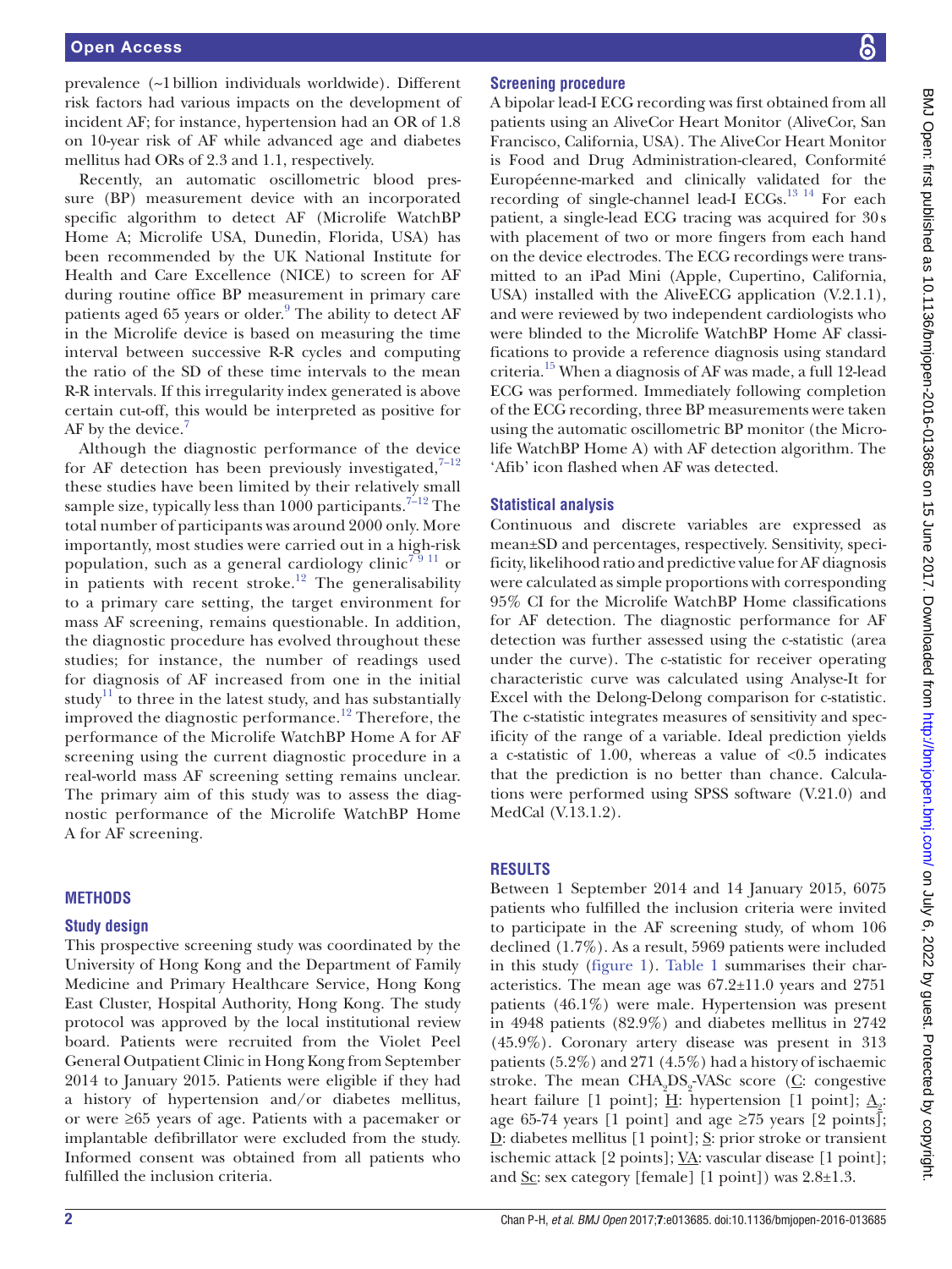prevalence (~1 billion individuals worldwide). Different risk factors had various impacts on the development of incident AF; for instance, hypertension had an OR of 1.8 on 10-year risk of AF while advanced age and diabetes mellitus had ORs of 2.3 and 1.1, respectively.

Recently, an automatic oscillometric blood pressure (BP) measurement device with an incorporated specific algorithm to detect AF (Microlife WatchBP Home A; Microlife USA, Dunedin, Florida, USA) has been recommended by the UK National Institute for Health and Care Excellence (NICE) to screen for AF during routine office BP measurement in primary care patients aged 65 years or older.[9] The ability to detect AF in the Microlife device is based on measuring the time interval between successive R-R cycles and computing the ratio of the SD of these time intervals to the mean R-R intervals. If this irregularity index generated is above certain cut-off, this would be interpreted as positive for AF by the device.[7]

Although the diagnostic performance of the device for AF detection has been previously investigated,[7–12] these studies have been limited by their relatively small sample size, typically less than 1000 participants.[7–12] The total number of participants was around 2000 only. More importantly, most studies were carried out in a high-risk population, such as a general cardiology clinic[7 9 11] or in patients with recent stroke.[12] The generalisability to a primary care setting, the target environment for mass AF screening, remains questionable. In addition, the diagnostic procedure has evolved throughout these studies; for instance, the number of readings used for diagnosis of AF increased from one in the initial study[11] to three in the latest study, and has substantially improved the diagnostic performance.[12] Therefore, the performance of the Microlife WatchBP Home A for AF screening using the current diagnostic procedure in a real-world mass AF screening setting remains unclear. The primary aim of this study was to assess the diagnostic performance of the Microlife WatchBP Home A for AF screening.

## METHODS

### Study design

This prospective screening study was coordinated by the University of Hong Kong and the Department of Family Medicine and Primary Healthcare Service, Hong Kong East Cluster, Hospital Authority, Hong Kong. The study protocol was approved by the local institutional review board. Patients were recruited from the Violet Peel General Outpatient Clinic in Hong Kong from September 2014 to January 2015. Patients were eligible if they had a history of hypertension and/or diabetes mellitus, or were ≥65 years of age. Patients with a pacemaker or implantable defibrillator were excluded from the study. Informed consent was obtained from all patients who fulfilled the inclusion criteria.

### Screening procedure

A bipolar lead-I ECG recording was first obtained from all patients using an AliveCor Heart Monitor (AliveCor, San Francisco, California, USA). The AliveCor Heart Monitor is Food and Drug Administration-cleared, Conformité Européenne-marked and clinically validated for the recording of single-channel lead-I ECGs.[13 14] For each patient, a single-lead ECG tracing was acquired for 30 s with placement of two or more fingers from each hand on the device electrodes. The ECG recordings were transmitted to an iPad Mini (Apple, Cupertino, California, USA) installed with the AliveECG application (V.2.1.1), and were reviewed by two independent cardiologists who were blinded to the Microlife WatchBP Home AF classifications to provide a reference diagnosis using standard criteria.[15] When a diagnosis of AF was made, a full 12-lead ECG was performed. Immediately following completion of the ECG recording, three BP measurements were taken using the automatic oscillometric BP monitor (the Microlife WatchBP Home A) with AF detection algorithm. The 'Afib' icon flashed when AF was detected.

### Statistical analysis

Continuous and discrete variables are expressed as mean±SD and percentages, respectively. Sensitivity, specificity, likelihood ratio and predictive value for AF diagnosis were calculated as simple proportions with corresponding 95% CI for the Microlife WatchBP Home classifications for AF detection. The diagnostic performance for AF detection was further assessed using the c-statistic (area under the curve). The c-statistic for receiver operating characteristic curve was calculated using Analyse-It for Excel with the Delong-Delong comparison for c-statistic. The c-statistic integrates measures of sensitivity and specificity of the range of a variable. Ideal prediction yields a c-statistic of 1.00, whereas a value of <0.5 indicates that the prediction is no better than chance. Calculations were performed using SPSS software (V.21.0) and MedCal (V.13.1.2).

## RESULTS

Between 1 September 2014 and 14 January 2015, 6075 patients who fulfilled the inclusion criteria were invited to participate in the AF screening study, of whom 106 declined (1.7%). As a result, 5969 patients were included in this study (figure 1). Table 1 summarises their characteristics. The mean age was 67.2±11.0 years and 2751 patients (46.1%) were male. Hypertension was present in 4948 patients (82.9%) and diabetes mellitus in 2742 (45.9%). Coronary artery disease was present in 313 patients (5.2%) and 271 (4.5%) had a history of ischaemic stroke. The mean $CHA_2DS_2$-VASc score (C: congestive heart failure [1 point]; H: hypertension [1 point]; $A_2$: age 65-74 years [1 point] and age ≥75 years [2 points]; D: diabetes mellitus [1 point]; S: prior stroke or transient ischemic attack [2 points]; VA: vascular disease [1 point]; and Sc: sex category [female] [1 point]) was 2.8±1.3.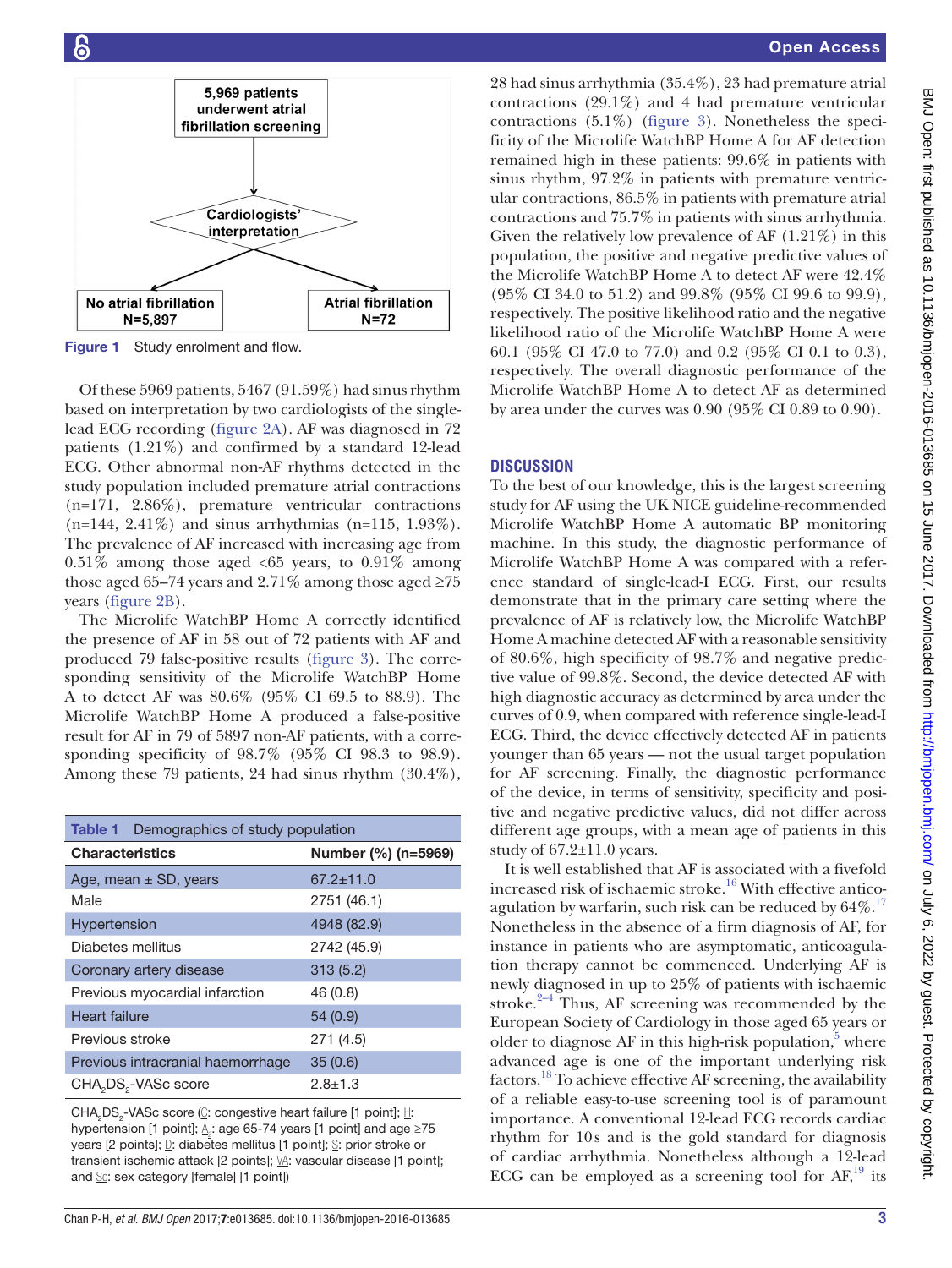5,969 patients underwent atrial fibrillation screening

Cardiologists' interpretation

No atrial fibrillation N=5,897

Atrial fibrillation N=72

**Figure 1** Study enrolment and flow.

Of these 5969 patients, 5467 (91.59%) had sinus rhythm based on interpretation by two cardiologists of the single-lead ECG recording (figure 2A). AF was diagnosed in 72 patients (1.21%) and confirmed by a standard 12-lead ECG. Other abnormal non-AF rhythms detected in the study population included premature atrial contractions (n=171, 2.86%), premature ventricular contractions (n=144, 2.41%) and sinus arrhythmias (n=115, 1.93%). The prevalence of AF increased with increasing age from 0.51% among those aged <65 years, to 0.91% among those aged 65–74 years and 2.71% among those aged ≥75 years (figure 2B).

The Microlife WatchBP Home A correctly identified the presence of AF in 58 out of 72 patients with AF and produced 79 false-positive results (figure 3). The corresponding sensitivity of the Microlife WatchBP Home A to detect AF was 80.6% (95% CI 69.5 to 88.9). The Microlife WatchBP Home A produced a false-positive result for AF in 79 of 5897 non-AF patients, with a corresponding specificity of 98.7% (95% CI 98.3 to 98.9). Among these 79 patients, 24 had sinus rhythm (30.4%), 28 had sinus arrhythmia (35.4%), 23 had premature atrial contractions (29.1%) and 4 had premature ventricular contractions (5.1%) (figure 3). Nonetheless the specificity of the Microlife WatchBP Home A for AF detection remained high in these patients: 99.6% in patients with sinus rhythm, 97.2% in patients with premature ventricular contractions, 86.5% in patients with premature atrial contractions and 75.7% in patients with sinus arrhythmia. Given the relatively low prevalence of AF (1.21%) in this population, the positive and negative predictive values of the Microlife WatchBP Home A to detect AF were 42.4% (95% CI 34.0 to 51.2) and 99.8% (95% CI 99.6 to 99.9), respectively. The positive likelihood ratio and the negative likelihood ratio of the Microlife WatchBP Home A were 60.1 (95% CI 47.0 to 77.0) and 0.2 (95% CI 0.1 to 0.3), respectively. The overall diagnostic performance of the Microlife WatchBP Home A to detect AF as determined by area under the curves was 0.90 (95% CI 0.89 to 0.90).

**Table 1** Demographics of study population

| Characteristics | Number (%) (n=5969) |
|---|---|
| Age, mean ± SD, years | 67.2±11.0 |
| Male | 2751 (46.1) |
| Hypertension | 4948 (82.9) |
| Diabetes mellitus | 2742 (45.9) |
| Coronary artery disease | 313 (5.2) |
| Previous myocardial infarction | 46 (0.8) |
| Heart failure | 54 (0.9) |
| Previous stroke | 271 (4.5) |
| Previous intracranial haemorrhage | 35 (0.6) |
| $CHA_2DS_2$-VASc score | 2.8±1.3 |

$CHA_2DS_2$-VASc score (C: congestive heart failure [1 point]; H: hypertension [1 point]; $A_2$: age 65-74 years [1 point] and age ≥75 years [2 points]; D: diabetes mellitus [1 point]; S: prior stroke or transient ischemic attack [2 points]; VA: vascular disease [1 point]; and Sc: sex category [female] [1 point])

## DISCUSSION

To the best of our knowledge, this is the largest screening study for AF using the UK NICE guideline-recommended Microlife WatchBP Home A automatic BP monitoring machine. In this study, the diagnostic performance of Microlife WatchBP Home A was compared with a reference standard of single-lead-I ECG. First, our results demonstrate that in the primary care setting where the prevalence of AF is relatively low, the Microlife WatchBP Home A machine detected AF with a reasonable sensitivity of 80.6%, high specificity of 98.7% and negative predictive value of 99.8%. Second, the device detected AF with high diagnostic accuracy as determined by area under the curves of 0.9, when compared with reference single-lead-I ECG. Third, the device effectively detected AF in patients younger than 65 years — not the usual target population for AF screening. Finally, the diagnostic performance of the device, in terms of sensitivity, specificity and positive and negative predictive values, did not differ across different age groups, with a mean age of patients in this study of 67.2±11.0 years.

It is well established that AF is associated with a fivefold increased risk of ischaemic stroke.[16] With effective anticoagulation by warfarin, such risk can be reduced by 64%.[17] Nonetheless in the absence of a firm diagnosis of AF, for instance in patients who are asymptomatic, anticoagulation therapy cannot be commenced. Underlying AF is newly diagnosed in up to 25% of patients with ischaemic stroke.[2–4] Thus, AF screening was recommended by the European Society of Cardiology in those aged 65 years or older to diagnose AF in this high-risk population,[5] where advanced age is one of the important underlying risk factors.[18] To achieve effective AF screening, the availability of a reliable easy-to-use screening tool is of paramount importance. A conventional 12-lead ECG records cardiac rhythm for 10s and is the gold standard for diagnosis of cardiac arrhythmia. Nonetheless although a 12-lead ECG can be employed as a screening tool for AF,[19] its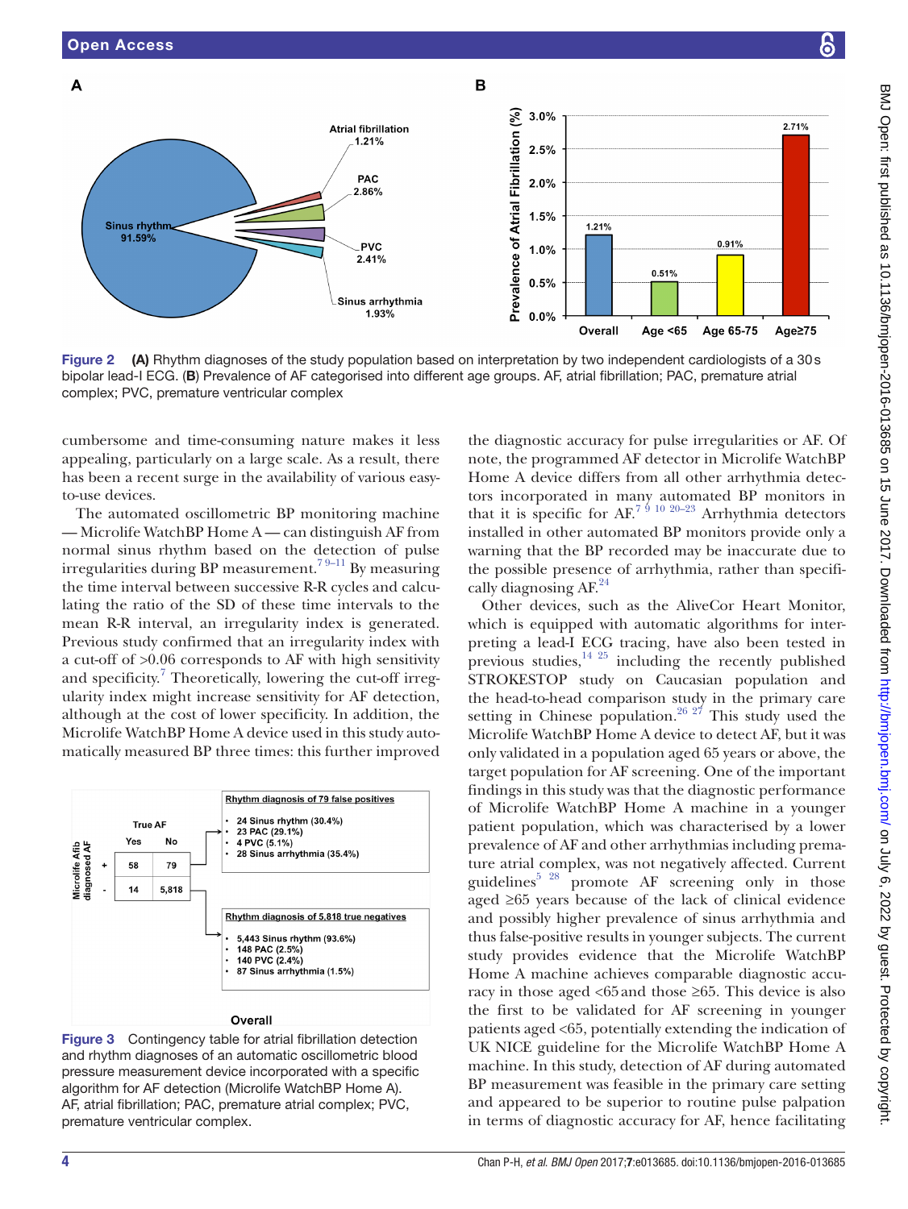Figure 2 (A) Rhythm diagnoses of the study population based on interpretation by two independent cardiologists of a 30 s bipolar lead-I ECG. (B) Prevalence of AF categorised into different age groups. AF, atrial fibrillation; PAC, premature atrial complex; PVC, premature ventricular complex

cumbersome and time-consuming nature makes it less appealing, particularly on a large scale. As a result, there has been a recent surge in the availability of various easy-to-use devices.

The automated oscillometric BP monitoring machine — Microlife WatchBP Home A — can distinguish AF from normal sinus rhythm based on the detection of pulse irregularities during BP measurement.[7 9–11] By measuring the time interval between successive R-R cycles and calculating the ratio of the SD of these time intervals to the mean R-R interval, an irregularity index is generated. Previous study confirmed that an irregularity index with a cut-off of >0.06 corresponds to AF with high sensitivity and specificity.[7] Theoretically, lowering the cut-off irregularity index might increase sensitivity for AF detection, although at the cost of lower specificity. In addition, the Microlife WatchBP Home A device used in this study automatically measured BP three times: this further improved the diagnostic accuracy for pulse irregularities or AF. Of note, the programmed AF detector in Microlife WatchBP Home A device differs from all other arrhythmia detectors incorporated in many automated BP monitors in that it is specific for AF.[7 9 10 20–23] Arrhythmia detectors installed in other automated BP monitors provide only a warning that the BP recorded may be inaccurate due to the possible presence of arrhythmia, rather than specifically diagnosing AF.[24]

Other devices, such as the AliveCor Heart Monitor, which is equipped with automatic algorithms for interpreting a lead-I ECG tracing, have also been tested in previous studies,[14 25] including the recently published STROKESTOP study on Caucasian population and the head-to-head comparison study in the primary care setting in Chinese population.[26 27] This study used the Microlife WatchBP Home A device to detect AF, but it was only validated in a population aged 65 years or above, the target population for AF screening. One of the important findings in this study was that the diagnostic performance of Microlife WatchBP Home A machine in a younger patient population, which was characterised by a lower prevalence of AF and other arrhythmias including premature atrial complex, was not negatively affected. Current guidelines[5 28] promote AF screening only in those aged ≥65 years because of the lack of clinical evidence and possibly higher prevalence of sinus arrhythmia and thus false-positive results in younger subjects. The current study provides evidence that the Microlife WatchBP Home A machine achieves comparable diagnostic accuracy in those aged <65 and those ≥65. This device is also the first to be validated for AF screening in younger patients aged <65, potentially extending the indication of UK NICE guideline for the Microlife WatchBP Home A machine. In this study, detection of AF during automated BP measurement was feasible in the primary care setting and appeared to be superior to routine pulse palpation in terms of diagnostic accuracy for AF, hence facilitating

| Microlife Afib diagnosed AF | True AF: Yes | True AF: No |
|---|---|---|
| + | 58 | 79 |
| - | 14 | 5,818 |

Rhythm diagnosis of 79 false positives
- 24 Sinus rhythm (30.4%)
- 23 PAC (29.1%)
- 4 PVC (5.1%)
- 28 Sinus arrhythmia (35.4%)

Rhythm diagnosis of 5,818 true negatives
- 5,443 Sinus rhythm (93.6%)
- 148 PAC (2.5%)
- 140 PVC (2.4%)
- 87 Sinus arrhythmia (1.5%)

Overall

Figure 3 Contingency table for atrial fibrillation detection and rhythm diagnoses of an automatic oscillometric blood pressure measurement device incorporated with a specific algorithm for AF detection (Microlife WatchBP Home A). AF, atrial fibrillation; PAC, premature atrial complex; PVC, premature ventricular complex.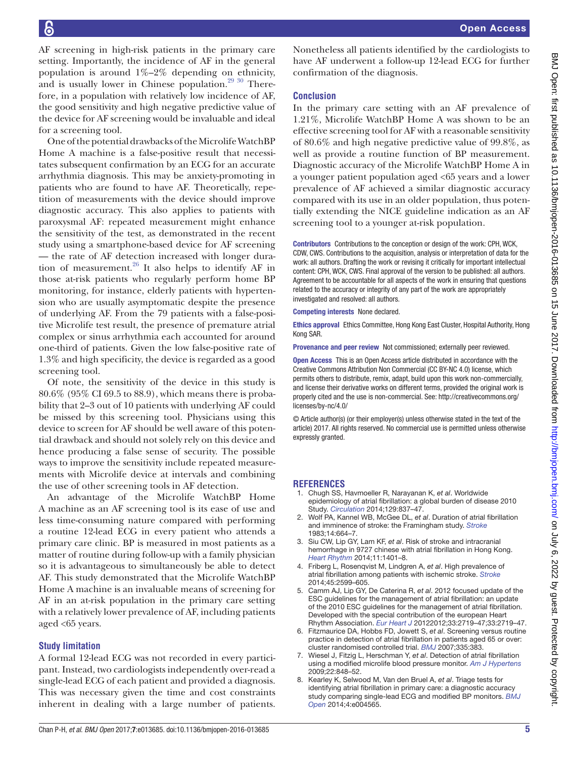AF screening in high-risk patients in the primary care setting. Importantly, the incidence of AF in the general population is around 1%–2% depending on ethnicity, and is usually lower in Chinese population.[29 30] Therefore, in a population with relatively low incidence of AF, the good sensitivity and high negative predictive value of the device for AF screening would be invaluable and ideal for a screening tool.

One of the potential drawbacks of the Microlife WatchBP Home A machine is a false-positive result that necessitates subsequent confirmation by an ECG for an accurate arrhythmia diagnosis. This may be anxiety-promoting in patients who are found to have AF. Theoretically, repetition of measurements with the device should improve diagnostic accuracy. This also applies to patients with paroxysmal AF: repeated measurement might enhance the sensitivity of the test, as demonstrated in the recent study using a smartphone-based device for AF screening — the rate of AF detection increased with longer duration of measurement.[26] It also helps to identify AF in those at-risk patients who regularly perform home BP monitoring, for instance, elderly patients with hypertension who are usually asymptomatic despite the presence of underlying AF. From the 79 patients with a false-positive Microlife test result, the presence of premature atrial complex or sinus arrhythmia each accounted for around one-third of patients. Given the low false-positive rate of 1.3% and high specificity, the device is regarded as a good screening tool.

Of note, the sensitivity of the device in this study is 80.6% (95% CI 69.5 to 88.9), which means there is probability that 2–3 out of 10 patients with underlying AF could be missed by this screening tool. Physicians using this device to screen for AF should be well aware of this potential drawback and should not solely rely on this device and hence producing a false sense of security. The possible ways to improve the sensitivity include repeated measurements with Microlife device at intervals and combining the use of other screening tools in AF detection.

An advantage of the Microlife WatchBP Home A machine as an AF screening tool is its ease of use and less time-consuming nature compared with performing a routine 12-lead ECG in every patient who attends a primary care clinic. BP is measured in most patients as a matter of routine during follow-up with a family physician so it is advantageous to simultaneously be able to detect AF. This study demonstrated that the Microlife WatchBP Home A machine is an invaluable means of screening for AF in an at-risk population in the primary care setting with a relatively lower prevalence of AF, including patients aged <65 years.

### Study limitation

A formal 12-lead ECG was not recorded in every participant. Instead, two cardiologists independently over-read a single-lead ECG of each patient and provided a diagnosis. This was necessary given the time and cost constraints inherent in dealing with a large number of patients. Nonetheless all patients identified by the cardiologists to have AF underwent a follow-up 12-lead ECG for further confirmation of the diagnosis.

## Conclusion

In the primary care setting with an AF prevalence of 1.21%, Microlife WatchBP Home A was shown to be an effective screening tool for AF with a reasonable sensitivity of 80.6% and high negative predictive value of 99.8%, as well as provide a routine function of BP measurement. Diagnostic accuracy of the Microlife WatchBP Home A in a younger patient population aged <65 years and a lower prevalence of AF achieved a similar diagnostic accuracy compared with its use in an older population, thus potentially extending the NICE guideline indication as an AF screening tool to a younger at-risk population.

**Contributors** Contributions to the conception or design of the work: CPH, WCK, CDW, CWS. Contributions to the acquisition, analysis or interpretation of data for the work: all authors. Drafting the work or revising it critically for important intellectual content: CPH, WCK, CWS. Final approval of the version to be published: all authors. Agreement to be accountable for all aspects of the work in ensuring that questions related to the accuracy or integrity of any part of the work are appropriately investigated and resolved: all authors.

**Competing interests** None declared.

**Ethics approval** Ethics Committee, Hong Kong East Cluster, Hospital Authority, Hong Kong SAR.

**Provenance and peer review** Not commissioned; externally peer reviewed.

**Open Access** This is an Open Access article distributed in accordance with the Creative Commons Attribution Non Commercial (CC BY-NC 4.0) license, which permits others to distribute, remix, adapt, build upon this work non-commercially, and license their derivative works on different terms, provided the original work is properly cited and the use is non-commercial. See: http://creativecommons.org/licenses/by-nc/4.0/

© Article author(s) (or their employer(s) unless otherwise stated in the text of the article) 2017. All rights reserved. No commercial use is permitted unless otherwise expressly granted.

## REFERENCES

1. Chugh SS, Havmoeller R, Narayanan K, *et al*. Worldwide epidemiology of atrial fibrillation: a global burden of disease 2010 Study. *Circulation* 2014;129:837–47.
2. Wolf PA, Kannel WB, McGee DL, *et al*. Duration of atrial fibrillation and imminence of stroke: the Framingham study. *Stroke* 1983;14:664–7.
3. Siu CW, Lip GY, Lam KF, *et al*. Risk of stroke and intracranial hemorrhage in 9727 chinese with atrial fibrillation in Hong Kong. *Heart Rhythm* 2014;11:1401–8.
4. Friberg L, Rosenqvist M, Lindgren A, *et al*. High prevalence of atrial fibrillation among patients with ischemic stroke. *Stroke* 2014;45:2599–605.
5. Camm AJ, Lip GY, De Caterina R, *et al*. 2012 focused update of the ESC guidelines for the management of atrial fibrillation: an update of the 2010 ESC guidelines for the management of atrial fibrillation. Developed with the special contribution of the european Heart Rhythm Association. *Eur Heart J* 20122012;33:2719–47;33:2719–47.
6. Fitzmaurice DA, Hobbs FD, Jowett S, *et al*. Screening versus routine practice in detection of atrial fibrillation in patients aged 65 or over: cluster randomised controlled trial. *BMJ* 2007;335:383.
7. Wiesel J, Fitzig L, Herschman Y, *et al*. Detection of atrial fibrillation using a modified microlife blood pressure monitor. *Am J Hypertens* 2009;22:848–52.
8. Kearley K, Selwood M, Van den Bruel A, *et al*. Triage tests for identifying atrial fibrillation in primary care: a diagnostic accuracy study comparing single-lead ECG and modified BP monitors. *BMJ Open* 2014;4:e004565.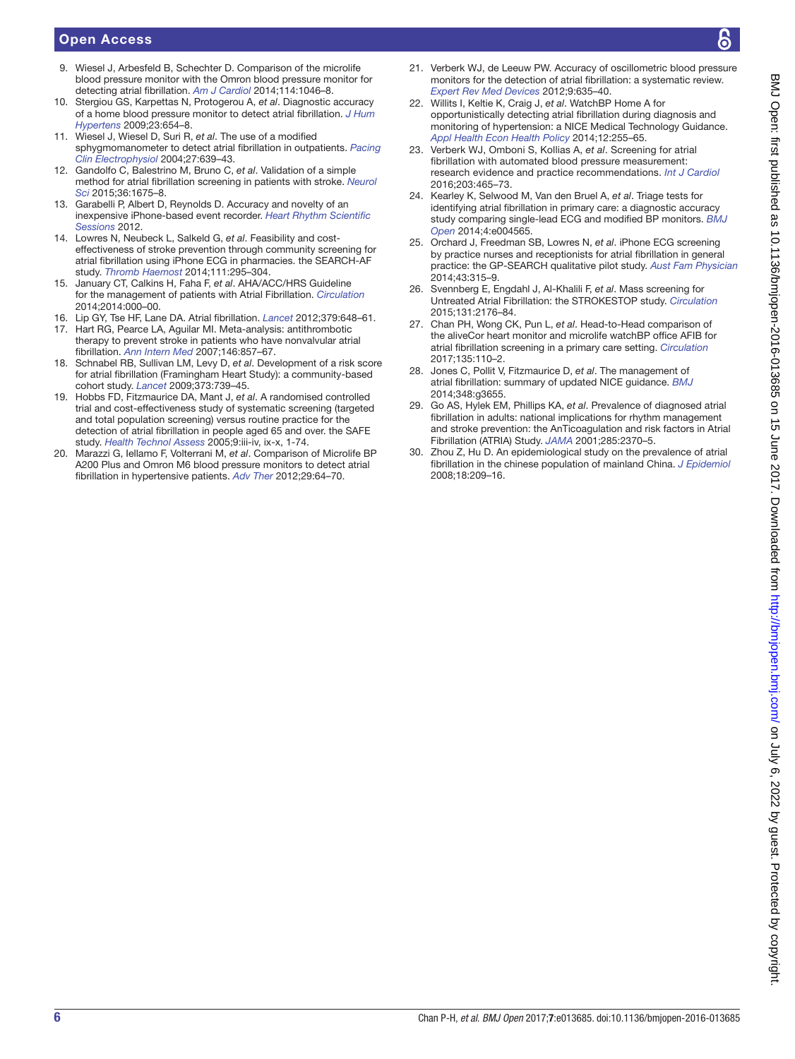9. Wiesel J, Arbesfeld B, Schechter D. Comparison of the microlife blood pressure monitor with the Omron blood pressure monitor for detecting atrial fibrillation. *Am J Cardiol* 2014;114:1046–8.
10. Stergiou GS, Karpettas N, Protogerou A, *et al*. Diagnostic accuracy of a home blood pressure monitor to detect atrial fibrillation. *J Hum Hypertens* 2009;23:654–8.
11. Wiesel J, Wiesel D, Suri R, *et al*. The use of a modified sphygmomanometer to detect atrial fibrillation in outpatients. *Pacing Clin Electrophysiol* 2004;27:639–43.
12. Gandolfo C, Balestrino M, Bruno C, *et al*. Validation of a simple method for atrial fibrillation screening in patients with stroke. *Neurol Sci* 2015;36:1675–8.
13. Garabelli P, Albert D, Reynolds D. Accuracy and novelty of an inexpensive iPhone-based event recorder. *Heart Rhythm Scientific Sessions* 2012.
14. Lowres N, Neubeck L, Salkeld G, *et al*. Feasibility and cost-effectiveness of stroke prevention through community screening for atrial fibrillation using iPhone ECG in pharmacies. the SEARCH-AF study. *Thromb Haemost* 2014;111:295–304.
15. January CT, Calkins H, Faha F, *et al*. AHA/ACC/HRS Guideline for the management of patients with Atrial Fibrillation. *Circulation* 2014;2014:000–00.
16. Lip GY, Tse HF, Lane DA. Atrial fibrillation. *Lancet* 2012;379:648–61.
17. Hart RG, Pearce LA, Aguilar MI. Meta-analysis: antithrombotic therapy to prevent stroke in patients who have nonvalvular atrial fibrillation. *Ann Intern Med* 2007;146:857–67.
18. Schnabel RB, Sullivan LM, Levy D, *et al*. Development of a risk score for atrial fibrillation (Framingham Heart Study): a community-based cohort study. *Lancet* 2009;373:739–45.
19. Hobbs FD, Fitzmaurice DA, Mant J, *et al*. A randomised controlled trial and cost-effectiveness study of systematic screening (targeted and total population screening) versus routine practice for the detection of atrial fibrillation in people aged 65 and over. the SAFE study. *Health Technol Assess* 2005;9:iii-iv, ix-x, 1-74.
20. Marazzi G, Iellamo F, Volterrani M, *et al*. Comparison of Microlife BP A200 Plus and Omron M6 blood pressure monitors to detect atrial fibrillation in hypertensive patients. *Adv Ther* 2012;29:64–70.
21. Verberk WJ, de Leeuw PW. Accuracy of oscillometric blood pressure monitors for the detection of atrial fibrillation: a systematic review. *Expert Rev Med Devices* 2012;9:635–40.
22. Willits I, Keltie K, Craig J, *et al*. WatchBP Home A for opportunistically detecting atrial fibrillation during diagnosis and monitoring of hypertension: a NICE Medical Technology Guidance. *Appl Health Econ Health Policy* 2014;12:255–65.
23. Verberk WJ, Omboni S, Kollias A, *et al*. Screening for atrial fibrillation with automated blood pressure measurement: research evidence and practice recommendations. *Int J Cardiol* 2016;203:465–73.
24. Kearley K, Selwood M, Van den Bruel A, *et al*. Triage tests for identifying atrial fibrillation in primary care: a diagnostic accuracy study comparing single-lead ECG and modified BP monitors. *BMJ Open* 2014;4:e004565.
25. Orchard J, Freedman SB, Lowres N, *et al*. iPhone ECG screening by practice nurses and receptionists for atrial fibrillation in general practice: the GP-SEARCH qualitative pilot study. *Aust Fam Physician* 2014;43:315–9.
26. Svennberg E, Engdahl J, Al-Khalili F, *et al*. Mass screening for Untreated Atrial Fibrillation: the STROKESTOP study. *Circulation* 2015;131:2176–84.
27. Chan PH, Wong CK, Pun L, *et al*. Head-to-Head comparison of the aliveCor heart monitor and microlife watchBP office AFIB for atrial fibrillation screening in a primary care setting. *Circulation* 2017;135:110–2.
28. Jones C, Pollit V, Fitzmaurice D, *et al*. The management of atrial fibrillation: summary of updated NICE guidance. *BMJ* 2014;348:g3655.
29. Go AS, Hylek EM, Phillips KA, *et al*. Prevalence of diagnosed atrial fibrillation in adults: national implications for rhythm management and stroke prevention: the AnTicoagulation and risk factors in Atrial Fibrillation (ATRIA) Study. *JAMA* 2001;285:2370–5.
30. Zhou Z, Hu D. An epidemiological study on the prevalence of atrial fibrillation in the chinese population of mainland China. *J Epidemiol* 2008;18:209–16.